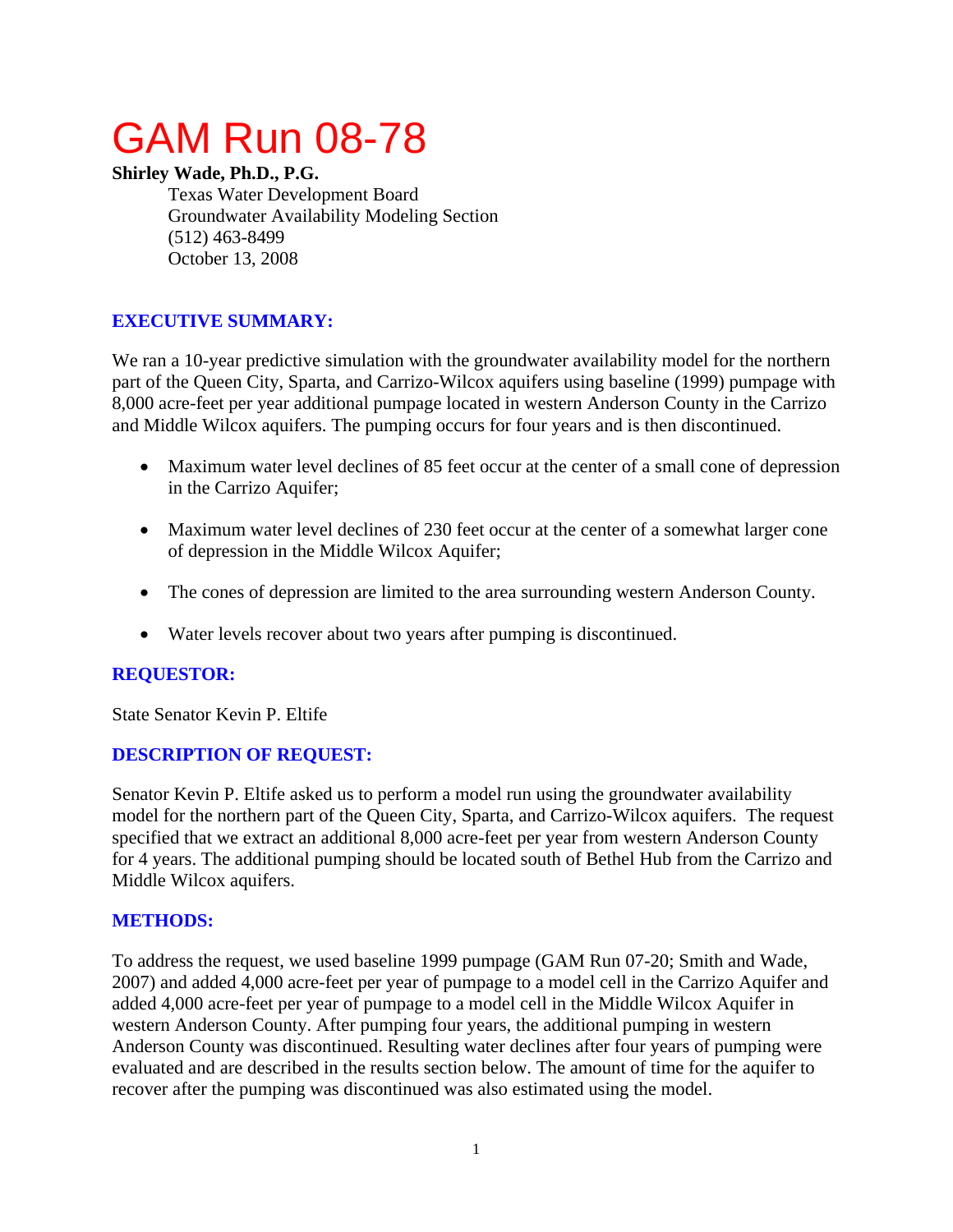# GAM Run 08-78

**Shirley Wade, Ph.D., P.G.**

Texas Water Development Board
Groundwater Availability Modeling Section
(512) 463-8499
October 13, 2008

## EXECUTIVE SUMMARY:

We ran a 10-year predictive simulation with the groundwater availability model for the northern part of the Queen City, Sparta, and Carrizo-Wilcox aquifers using baseline (1999) pumpage with 8,000 acre-feet per year additional pumpage located in western Anderson County in the Carrizo and Middle Wilcox aquifers. The pumping occurs for four years and is then discontinued.

- Maximum water level declines of 85 feet occur at the center of a small cone of depression in the Carrizo Aquifer;
- Maximum water level declines of 230 feet occur at the center of a somewhat larger cone of depression in the Middle Wilcox Aquifer;
- The cones of depression are limited to the area surrounding western Anderson County.
- Water levels recover about two years after pumping is discontinued.

## REQUESTOR:

State Senator Kevin P. Eltife

## DESCRIPTION OF REQUEST:

Senator Kevin P. Eltife asked us to perform a model run using the groundwater availability model for the northern part of the Queen City, Sparta, and Carrizo-Wilcox aquifers. The request specified that we extract an additional 8,000 acre-feet per year from western Anderson County for 4 years. The additional pumping should be located south of Bethel Hub from the Carrizo and Middle Wilcox aquifers.

## METHODS:

To address the request, we used baseline 1999 pumpage (GAM Run 07-20; Smith and Wade, 2007) and added 4,000 acre-feet per year of pumpage to a model cell in the Carrizo Aquifer and added 4,000 acre-feet per year of pumpage to a model cell in the Middle Wilcox Aquifer in western Anderson County. After pumping four years, the additional pumping in western Anderson County was discontinued. Resulting water declines after four years of pumping were evaluated and are described in the results section below. The amount of time for the aquifer to recover after the pumping was discontinued was also estimated using the model.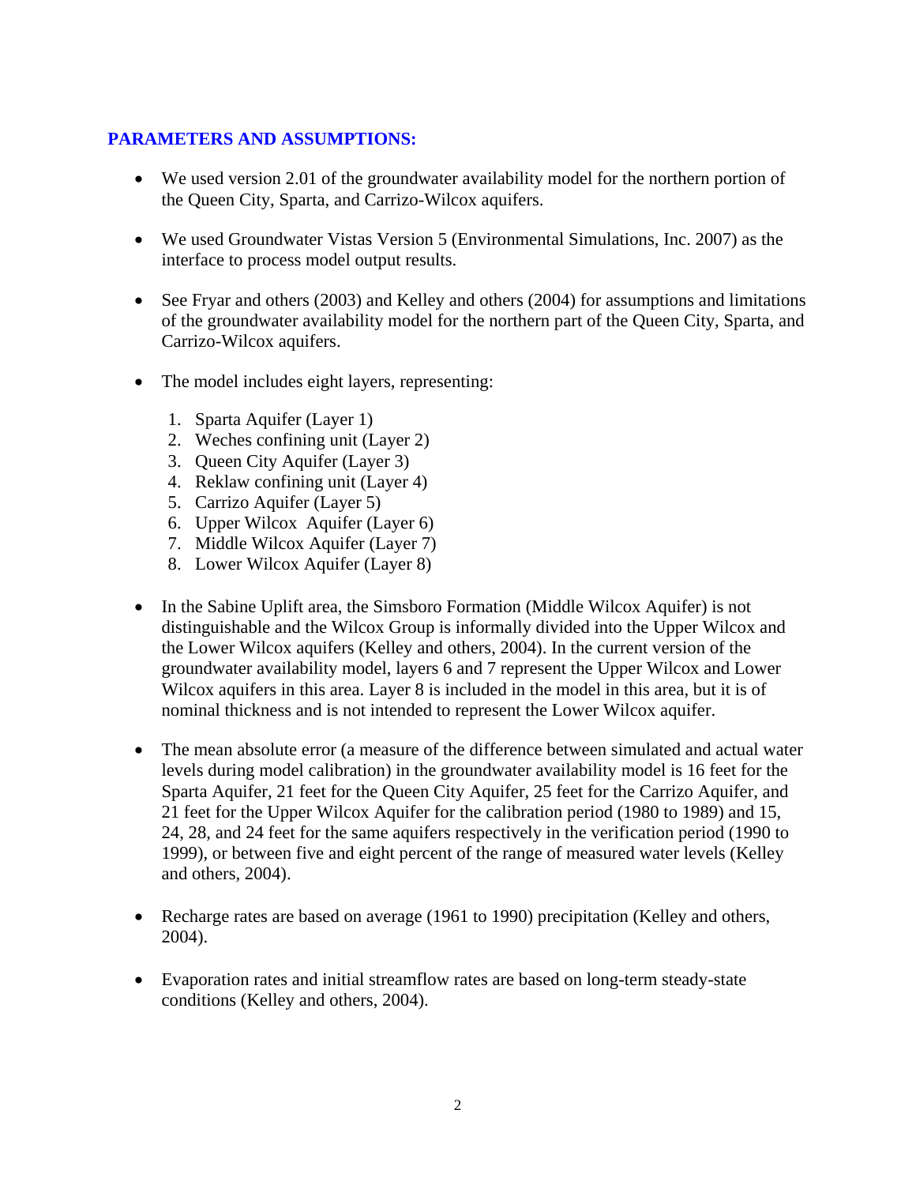## PARAMETERS AND ASSUMPTIONS:

- We used version 2.01 of the groundwater availability model for the northern portion of the Queen City, Sparta, and Carrizo-Wilcox aquifers.
- We used Groundwater Vistas Version 5 (Environmental Simulations, Inc. 2007) as the interface to process model output results.
- See Fryar and others (2003) and Kelley and others (2004) for assumptions and limitations of the groundwater availability model for the northern part of the Queen City, Sparta, and Carrizo-Wilcox aquifers.
- The model includes eight layers, representing:
  1. Sparta Aquifer (Layer 1)
  2. Weches confining unit (Layer 2)
  3. Queen City Aquifer (Layer 3)
  4. Reklaw confining unit (Layer 4)
  5. Carrizo Aquifer (Layer 5)
  6. Upper Wilcox Aquifer (Layer 6)
  7. Middle Wilcox Aquifer (Layer 7)
  8. Lower Wilcox Aquifer (Layer 8)
- In the Sabine Uplift area, the Simsboro Formation (Middle Wilcox Aquifer) is not distinguishable and the Wilcox Group is informally divided into the Upper Wilcox and the Lower Wilcox aquifers (Kelley and others, 2004). In the current version of the groundwater availability model, layers 6 and 7 represent the Upper Wilcox and Lower Wilcox aquifers in this area. Layer 8 is included in the model in this area, but it is of nominal thickness and is not intended to represent the Lower Wilcox aquifer.
- The mean absolute error (a measure of the difference between simulated and actual water levels during model calibration) in the groundwater availability model is 16 feet for the Sparta Aquifer, 21 feet for the Queen City Aquifer, 25 feet for the Carrizo Aquifer, and 21 feet for the Upper Wilcox Aquifer for the calibration period (1980 to 1989) and 15, 24, 28, and 24 feet for the same aquifers respectively in the verification period (1990 to 1999), or between five and eight percent of the range of measured water levels (Kelley and others, 2004).
- Recharge rates are based on average (1961 to 1990) precipitation (Kelley and others, 2004).
- Evaporation rates and initial streamflow rates are based on long-term steady-state conditions (Kelley and others, 2004).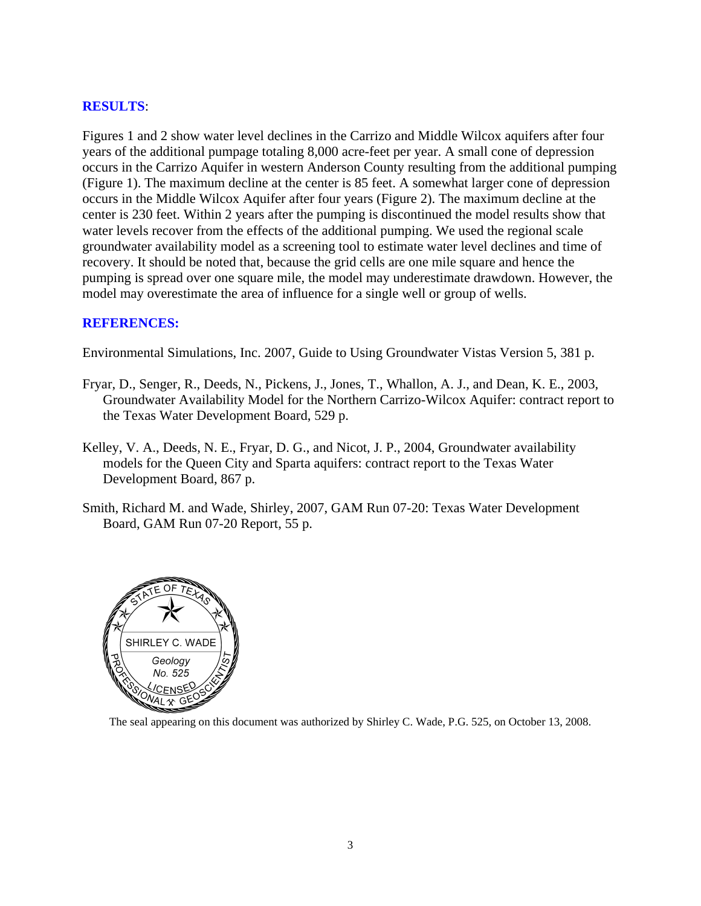## RESULTS:

Figures 1 and 2 show water level declines in the Carrizo and Middle Wilcox aquifers after four years of the additional pumpage totaling 8,000 acre-feet per year. A small cone of depression occurs in the Carrizo Aquifer in western Anderson County resulting from the additional pumping (Figure 1). The maximum decline at the center is 85 feet. A somewhat larger cone of depression occurs in the Middle Wilcox Aquifer after four years (Figure 2). The maximum decline at the center is 230 feet. Within 2 years after the pumping is discontinued the model results show that water levels recover from the effects of the additional pumping. We used the regional scale groundwater availability model as a screening tool to estimate water level declines and time of recovery. It should be noted that, because the grid cells are one mile square and hence the pumping is spread over one square mile, the model may underestimate drawdown. However, the model may overestimate the area of influence for a single well or group of wells.

## REFERENCES:

Environmental Simulations, Inc. 2007, Guide to Using Groundwater Vistas Version 5, 381 p.

Fryar, D., Senger, R., Deeds, N., Pickens, J., Jones, T., Whallon, A. J., and Dean, K. E., 2003, Groundwater Availability Model for the Northern Carrizo-Wilcox Aquifer: contract report to the Texas Water Development Board, 529 p.

Kelley, V. A., Deeds, N. E., Fryar, D. G., and Nicot, J. P., 2004, Groundwater availability models for the Queen City and Sparta aquifers: contract report to the Texas Water Development Board, 867 p.

Smith, Richard M. and Wade, Shirley, 2007, GAM Run 07-20: Texas Water Development Board, GAM Run 07-20 Report, 55 p.

STATE OF TEXAS
SHIRLEY C. WADE
Geology
No. 525
LICENSED
PROFESSIONAL GEOSCIENTIST

The seal appearing on this document was authorized by Shirley C. Wade, P.G. 525, on October 13, 2008.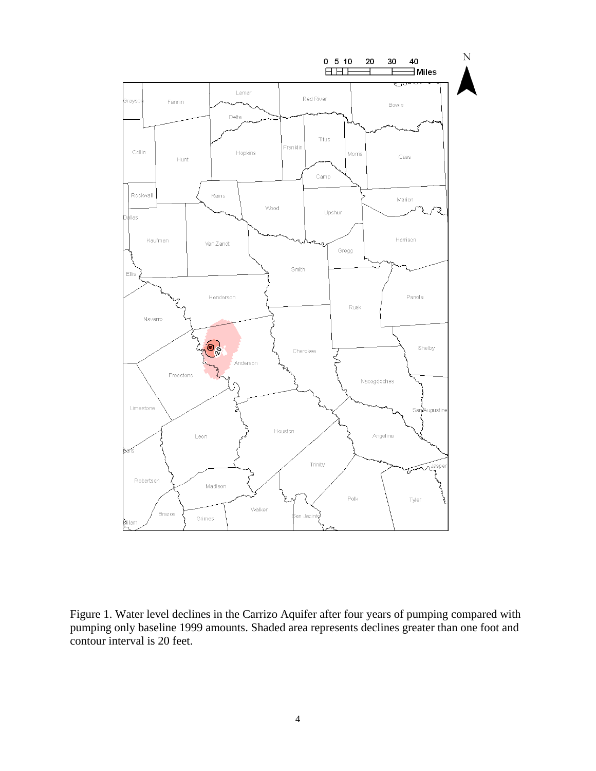Figure 1. Water level declines in the Carrizo Aquifer after four years of pumping compared with pumping only baseline 1999 amounts. Shaded area represents declines greater than one foot and contour interval is 20 feet.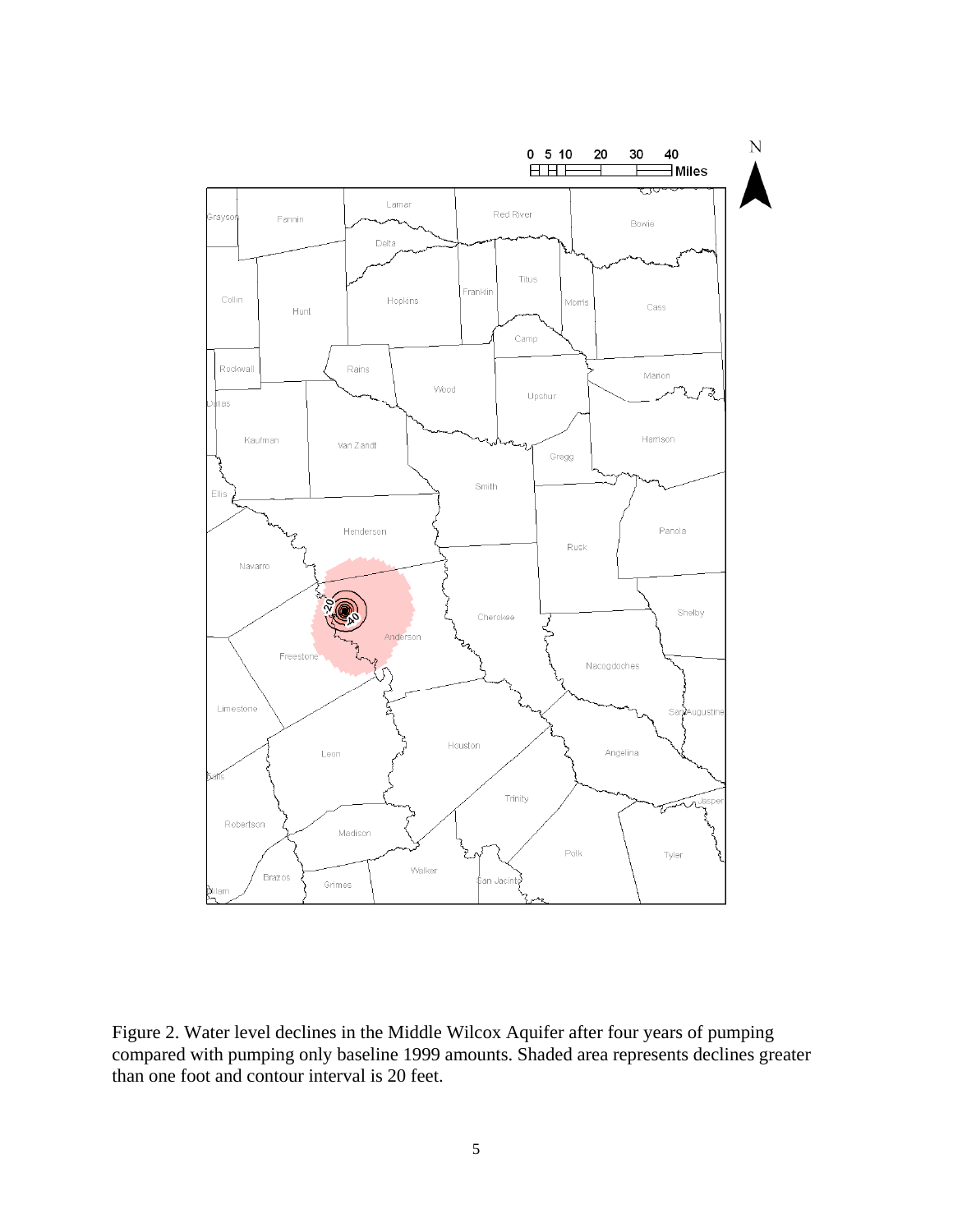0 5 10 20 30 40
Miles

N

Grayson
Fannin
Lamar
Red River
Bowie
Delta
Collin
Hunt
Hopkins
Franklin
Titus
Morris
Cass
Camp
Rockwall
Rains
Wood
Upshur
Marion
Dallas
Kaufman
Van Zandt
Gregg
Harrison
Ellis
Smith
Henderson
Rusk
Panola
Navarro
-20
-40
Cherokee
Shelby
Anderson
Freestone
Nacogdoches
Limestone
San Augustine
Leon
Houston
Angelina
Falls
Trinity
Jasper
Robertson
Madison
Polk
Tyler
Walker
Brazos
Grimes
San Jacinto
Milam

Figure 2. Water level declines in the Middle Wilcox Aquifer after four years of pumping compared with pumping only baseline 1999 amounts. Shaded area represents declines greater than one foot and contour interval is 20 feet.